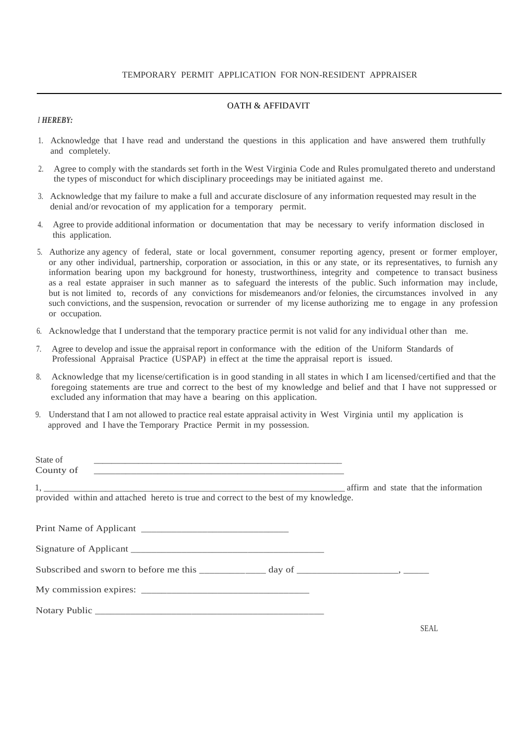TEMPORARY PERMIT APPLICATION FOR NON-RESIDENT APPRAISER

---

OATH & AFFIDAVIT

*I **HEREBY:***

1. Acknowledge that I have read and understand the questions in this application and have answered them truthfully and completely.
2. Agree to comply with the standards set forth in the West Virginia Code and Rules promulgated thereto and understand the types of misconduct for which disciplinary proceedings may be initiated against me.
3. Acknowledge that my failure to make a full and accurate disclosure of any information requested may result in the denial and/or revocation of my application for a temporary permit.
4. Agree to provide additional information or documentation that may be necessary to verify information disclosed in this application.
5. Authorize any agency of federal, state or local government, consumer reporting agency, present or former employer, or any other individual, partnership, corporation or association, in this or any state, or its representatives, to furnish any information bearing upon my background for honesty, trustworthiness, integrity and competence to transact business as a real estate appraiser in such manner as to safeguard the interests of the public. Such information may include, but is not limited to, records of any convictions for misdemeanors and/or felonies, the circumstances involved in any such convictions, and the suspension, revocation or surrender of my license authorizing me to engage in any profession or occupation.
6. Acknowledge that I understand that the temporary practice permit is not valid for any individual other than me.
7. Agree to develop and issue the appraisal report in conformance with the edition of the Uniform Standards of Professional Appraisal Practice (USPAP) in effect at the time the appraisal report is issued.
8. Acknowledge that my license/certification is in good standing in all states in which I am licensed/certified and that the foregoing statements are true and correct to the best of my knowledge and belief and that I have not suppressed or excluded any information that may have a bearing on this application.
9. Understand that I am not allowed to practice real estate appraisal activity in West Virginia until my application is approved and I have the Temporary Practice Permit in my possession.

State of ______________________________________________________

County of ______________________________________________________

1, ____________________________________________________________________ affirm and state that the information provided within and attached hereto is true and correct to the best of my knowledge.

Print Name of Applicant ________________________________

Signature of Applicant ___________________________________________

Subscribed and sworn to before me this ______________ day of _____________________, _____

My commission expires: ____________________________________

Notary Public ___________________________________________________

SEAL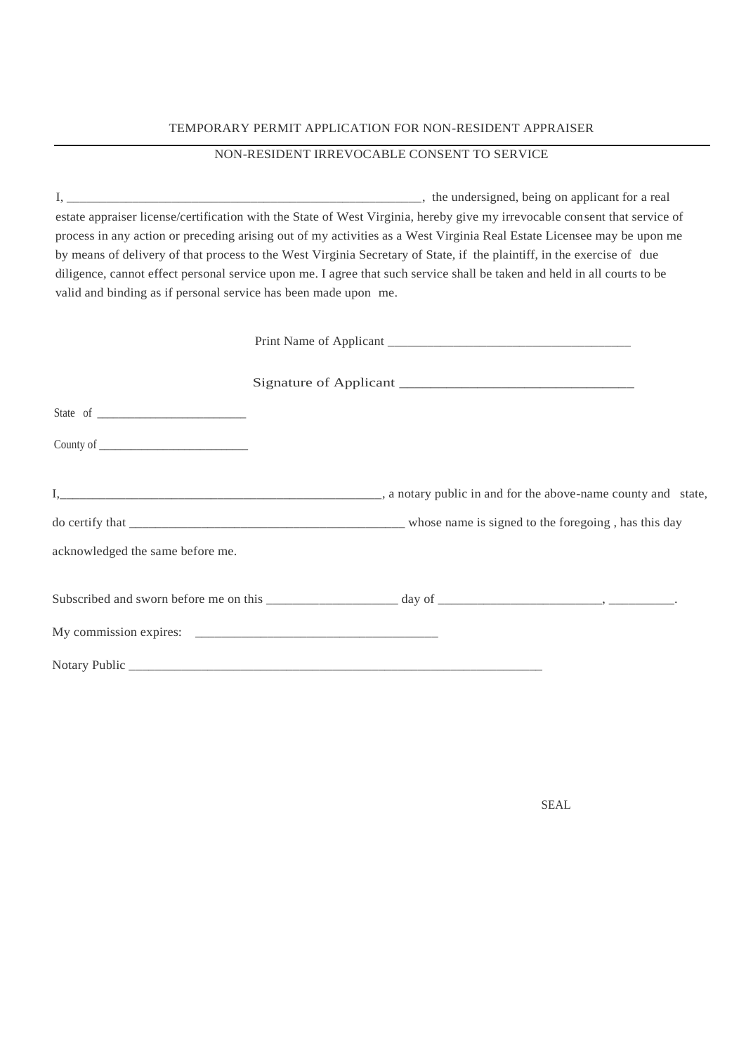TEMPORARY PERMIT APPLICATION FOR NON-RESIDENT APPRAISER

NON-RESIDENT IRREVOCABLE CONSENT TO SERVICE

I, ______________________________________________________, the undersigned, being on applicant for a real estate appraiser license/certification with the State of West Virginia, hereby give my irrevocable consent that service of process in any action or preceding arising out of my activities as a West Virginia Real Estate Licensee may be upon me by means of delivery of that process to the West Virginia Secretary of State, if the plaintiff, in the exercise of due diligence, cannot effect personal service upon me. I agree that such service shall be taken and held in all courts to be valid and binding as if personal service has been made upon me.

Print Name of Applicant _____________________________________

Signature of Applicant ________________________________

State of _________________________

County of _________________________

I,__________________________________________________, a notary public in and for the above-name county and state, do certify that __________________________________________ whose name is signed to the foregoing , has this day acknowledged the same before me.

Subscribed and sworn before me on this ____________________ day of _________________________, __________.

My commission expires: _____________________________________

Notary Public _________________________________________________________________

SEAL